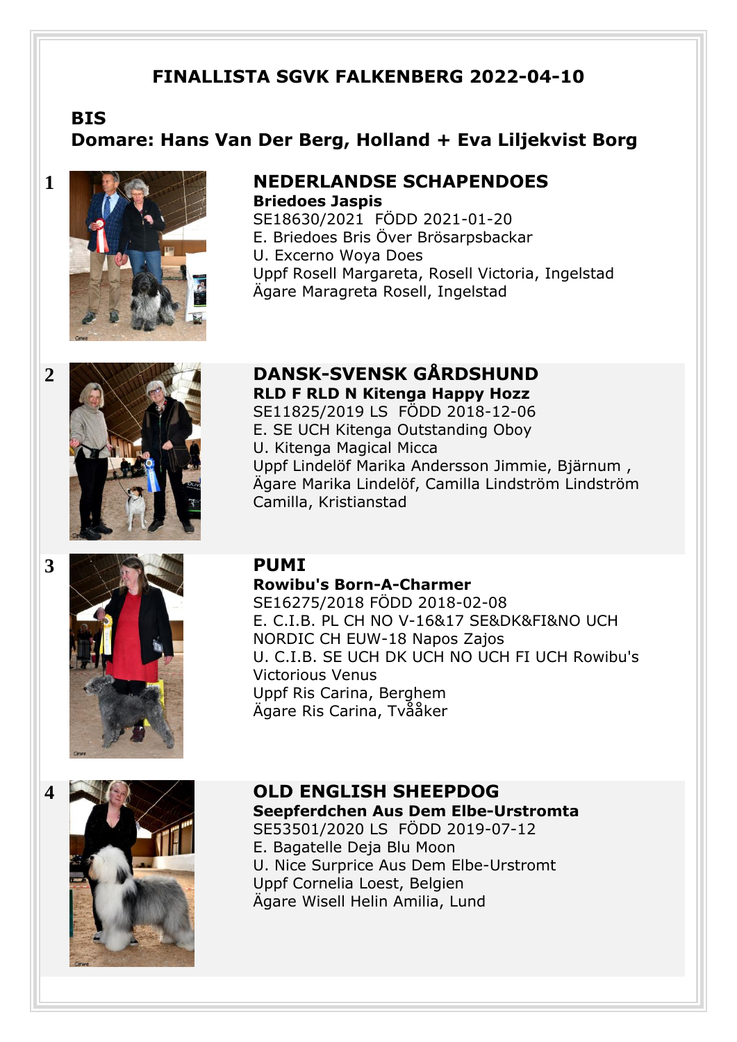# FINALLISTA SGVK FALKENBERG 2022-04-10

## BIS

## Domare: Hans Van Der Berg, Holland + Eva Liljekvist Borg

**1**

### NEDERLANDSE SCHAPENDOES

**Briedoes Jaspis**
SE18630/2021 FÖDD 2021-01-20
E. Briedoes Bris Över Brösarpsbackar
U. Excerno Woya Does
Uppf Rosell Margareta, Rosell Victoria, Ingelstad
Ägare Maragreta Rosell, Ingelstad

**2**

### DANSK-SVENSK GÅRDSHUND

**RLD F RLD N Kitenga Happy Hozz**
SE11825/2019 LS FÖDD 2018-12-06
E. SE UCH Kitenga Outstanding Oboy
U. Kitenga Magical Micca
Uppf Lindelöf Marika Andersson Jimmie, Bjärnum ,
Ägare Marika Lindelöf, Camilla Lindström Lindström Camilla, Kristianstad

**3**

### PUMI

**Rowibu's Born-A-Charmer**
SE16275/2018 FÖDD 2018-02-08
E. C.I.B. PL CH NO V-16&17 SE&DK&FI&NO UCH NORDIC CH EUW-18 Napos Zajos
U. C.I.B. SE UCH DK UCH NO UCH FI UCH Rowibu's Victorious Venus
Uppf Ris Carina, Berghem
Ägare Ris Carina, Tvååker

**4**

### OLD ENGLISH SHEEPDOG

**Seepferdchen Aus Dem Elbe-Urstromta**
SE53501/2020 LS FÖDD 2019-07-12
E. Bagatelle Deja Blu Moon
U. Nice Surprice Aus Dem Elbe-Urstromt
Uppf Cornelia Loest, Belgien
Ägare Wisell Helin Amilia, Lund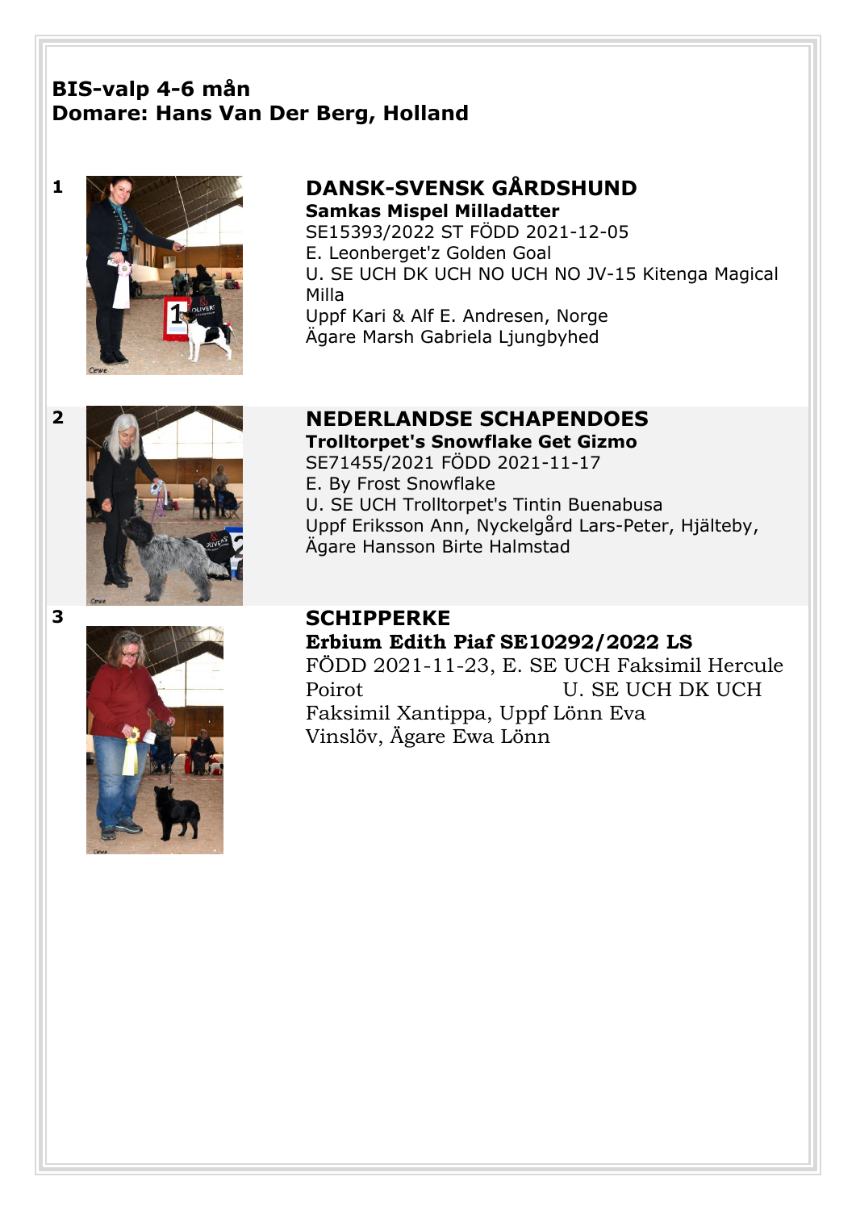**BIS-valp 4-6 mån**
**Domare: Hans Van Der Berg, Holland**

**1**

**DANSK-SVENSK GÅRDSHUND**
**Samkas Mispel Milladatter**
SE15393/2022 ST FÖDD 2021-12-05
E. Leonberget'z Golden Goal
U. SE UCH DK UCH NO UCH NO JV-15 Kitenga Magical Milla
Uppf Kari & Alf E. Andresen, Norge
Ägare Marsh Gabriela Ljungbyhed

**2**

**NEDERLANDSE SCHAPENDOES**
**Trolltorpet's Snowflake Get Gizmo**
SE71455/2021 FÖDD 2021-11-17
E. By Frost Snowflake
U. SE UCH Trolltorpet's Tintin Buenabusa
Uppf Eriksson Ann, Nyckelgård Lars-Peter, Hjälteby,
Ägare Hansson Birte Halmstad

**3**

**SCHIPPERKE**
**Erbium Edith Piaf SE10292/2022 LS**
FÖDD 2021-11-23, E. SE UCH Faksimil Hercule Poirot U. SE UCH DK UCH Faksimil Xantippa, Uppf Lönn Eva Vinslöv, Ägare Ewa Lönn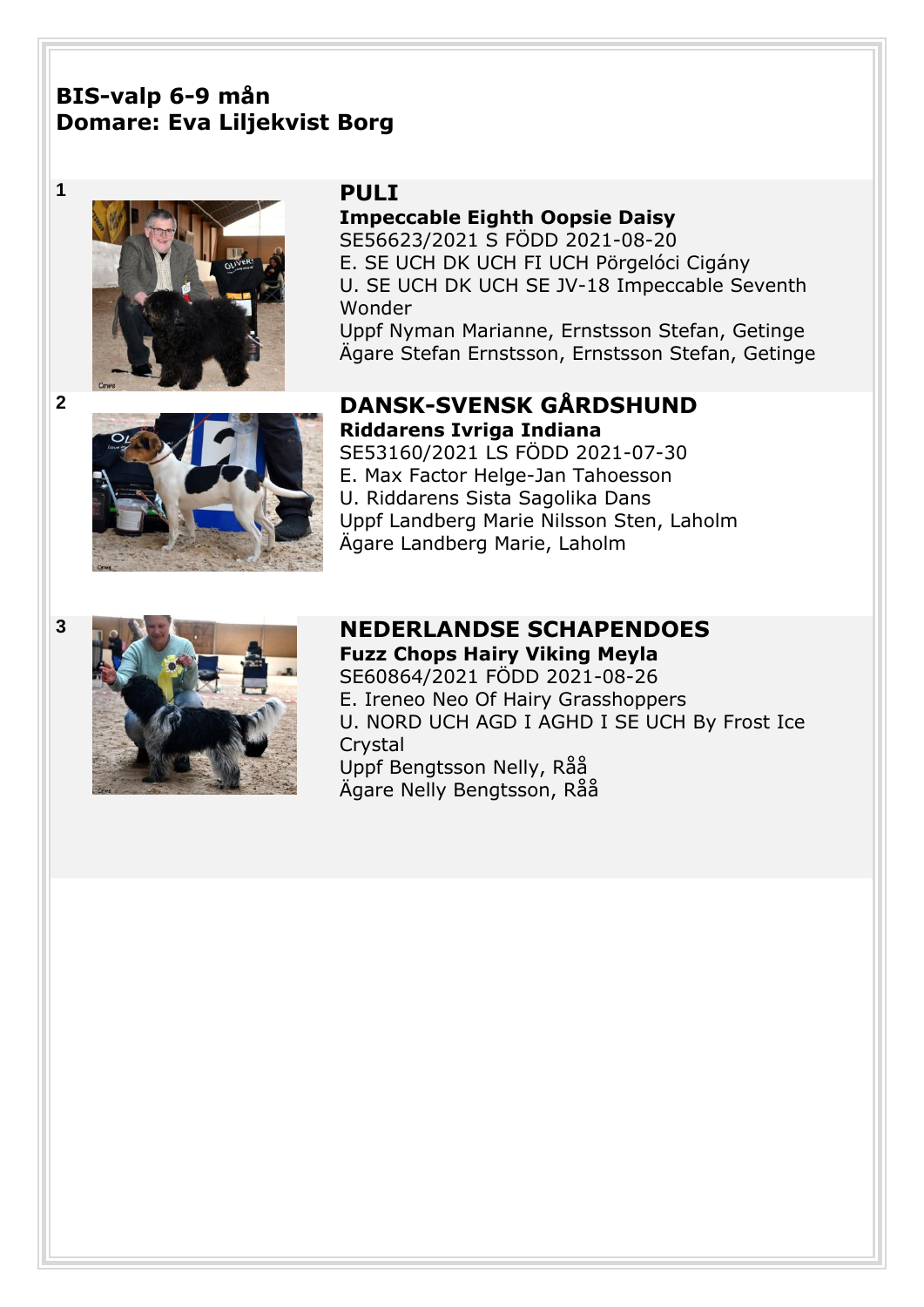## BIS-valp 6-9 mån
## Domare: Eva Liljekvist Borg

1

### PULI

**Impeccable Eighth Oopsie Daisy**
SE56623/2021 S FÖDD 2021-08-20
E. SE UCH DK UCH FI UCH Pörgelóci Cigány
U. SE UCH DK UCH SE JV-18 Impeccable Seventh Wonder
Uppf Nyman Marianne, Ernstsson Stefan, Getinge
Ägare Stefan Ernstsson, Ernstsson Stefan, Getinge

2

### DANSK-SVENSK GÅRDSHUND

**Riddarens Ivriga Indiana**
SE53160/2021 LS FÖDD 2021-07-30
E. Max Factor Helge-Jan Tahoesson
U. Riddarens Sista Sagolika Dans
Uppf Landberg Marie Nilsson Sten, Laholm
Ägare Landberg Marie, Laholm

3

### NEDERLANDSE SCHAPENDOES

**Fuzz Chops Hairy Viking Meyla**
SE60864/2021 FÖDD 2021-08-26
E. Ireneo Neo Of Hairy Grasshoppers
U. NORD UCH AGD I AGHD I SE UCH By Frost Ice Crystal
Uppf Bengtsson Nelly, Råå
Ägare Nelly Bengtsson, Råå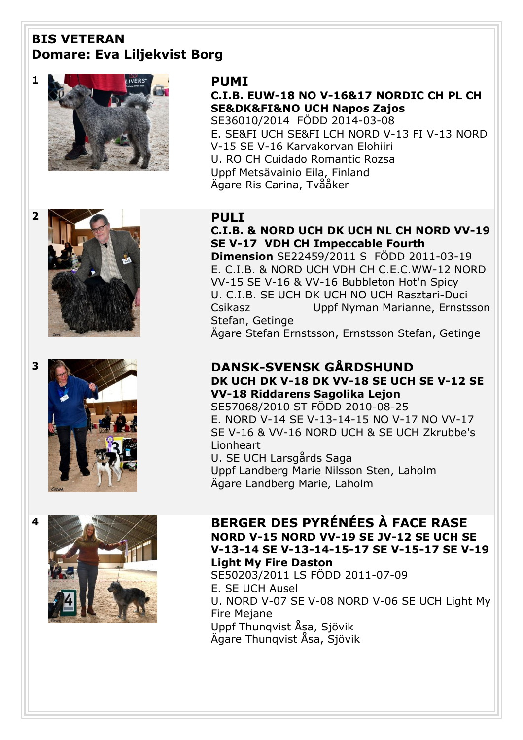## BIS VETERAN
## Domare: Eva Liljekvist Borg

**1**

**PUMI**
**C.I.B. EUW-18 NO V-16&17 NORDIC CH PL CH SE&DK&FI&NO UCH Napos Zajos**
SE36010/2014 FÖDD 2014-03-08
E. SE&FI UCH SE&FI LCH NORD V-13 FI V-13 NORD V-15 SE V-16 Karvakorvan Elohiiri
U. RO CH Cuidado Romantic Rozsa
Uppf Metsävainio Eila, Finland
Ägare Ris Carina, Tvååker

**2**

**PULI**
**C.I.B. & NORD UCH DK UCH NL CH NORD VV-19 SE V-17 VDH CH Impeccable Fourth Dimension** SE22459/2011 S FÖDD 2011-03-19
E. C.I.B. & NORD UCH VDH CH C.E.C.WW-12 NORD VV-15 SE V-16 & VV-16 Bubbleton Hot'n Spicy
U. C.I.B. SE UCH DK UCH NO UCH Rasztari-Duci Csikasz Uppf Nyman Marianne, Ernstsson Stefan, Getinge
Ägare Stefan Ernstsson, Ernstsson Stefan, Getinge

**3**

**DANSK-SVENSK GÅRDSHUND**
**DK UCH DK V-18 DK VV-18 SE UCH SE V-12 SE VV-18 Riddarens Sagolika Lejon**
SE57068/2010 ST FÖDD 2010-08-25
E. NORD V-14 SE V-13-14-15 NO V-17 NO VV-17 SE V-16 & VV-16 NORD UCH & SE UCH Zkrubbe's Lionheart
U. SE UCH Larsgårds Saga
Uppf Landberg Marie Nilsson Sten, Laholm
Ägare Landberg Marie, Laholm

**4**

**BERGER DES PYRÉNÉES À FACE RASE**
**NORD V-15 NORD VV-19 SE JV-12 SE UCH SE V-13-14 SE V-13-14-15-17 SE V-15-17 SE V-19 Light My Fire Daston**
SE50203/2011 LS FÖDD 2011-07-09
E. SE UCH Ausel
U. NORD V-07 SE V-08 NORD V-06 SE UCH Light My Fire Mejane
Uppf Thunqvist Åsa, Sjövik
Ägare Thunqvist Åsa, Sjövik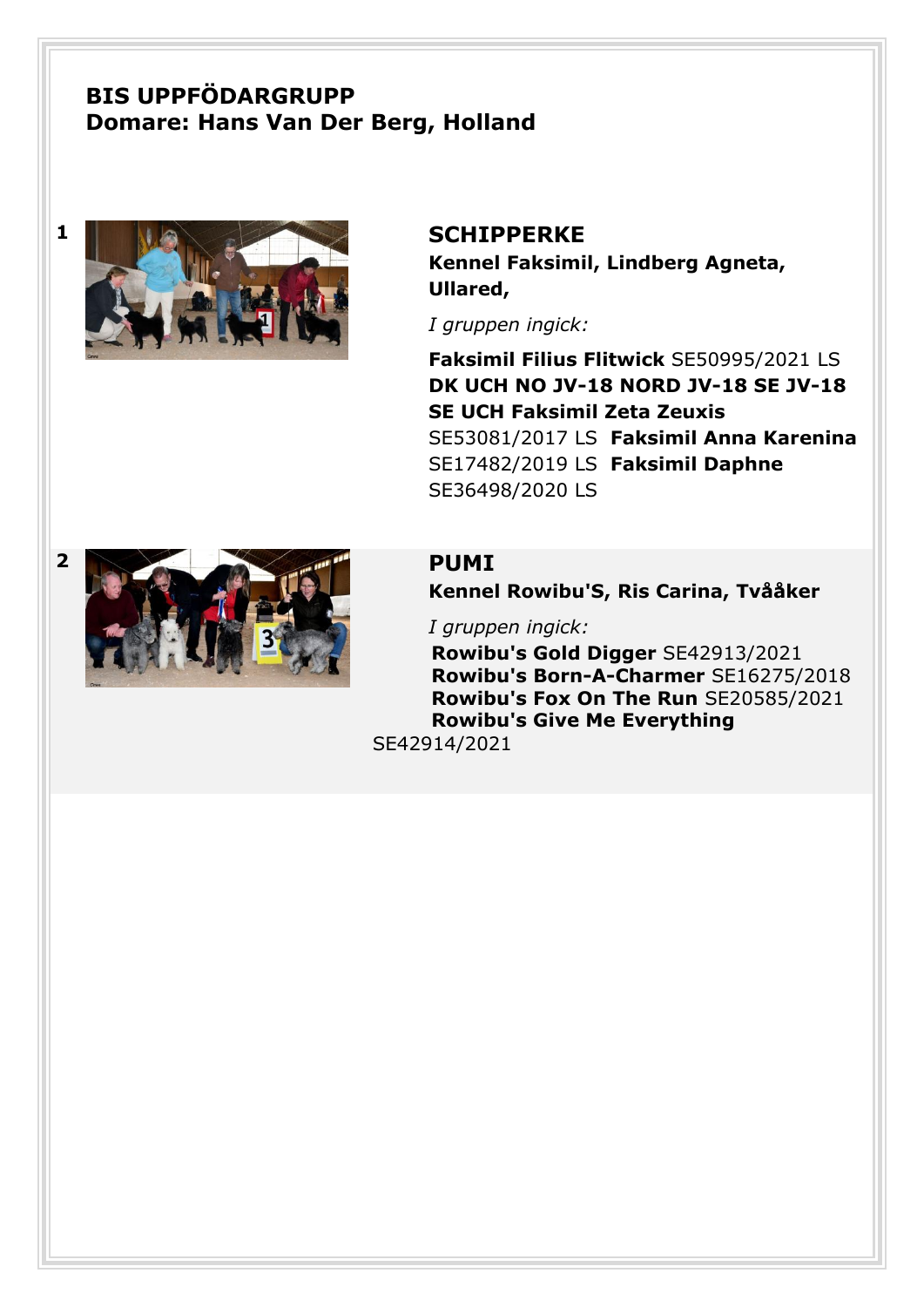**BIS UPPFÖDARGRUPP**
**Domare: Hans Van Der Berg, Holland**

1

**SCHIPPERKE**

**Kennel Faksimil, Lindberg Agneta, Ullared,**

*I gruppen ingick:*

**Faksimil Filius Flitwick** SE50995/2021 LS **DK UCH NO JV-18 NORD JV-18 SE JV-18 SE UCH Faksimil Zeta Zeuxis** SE53081/2017 LS **Faksimil Anna Karenina** SE17482/2019 LS **Faksimil Daphne** SE36498/2020 LS

2

**PUMI**

**Kennel Rowibu'S, Ris Carina, Tvååker**

*I gruppen ingick:*

**Rowibu's Gold Digger** SE42913/2021
**Rowibu's Born-A-Charmer** SE16275/2018
**Rowibu's Fox On The Run** SE20585/2021
**Rowibu's Give Me Everything** SE42914/2021